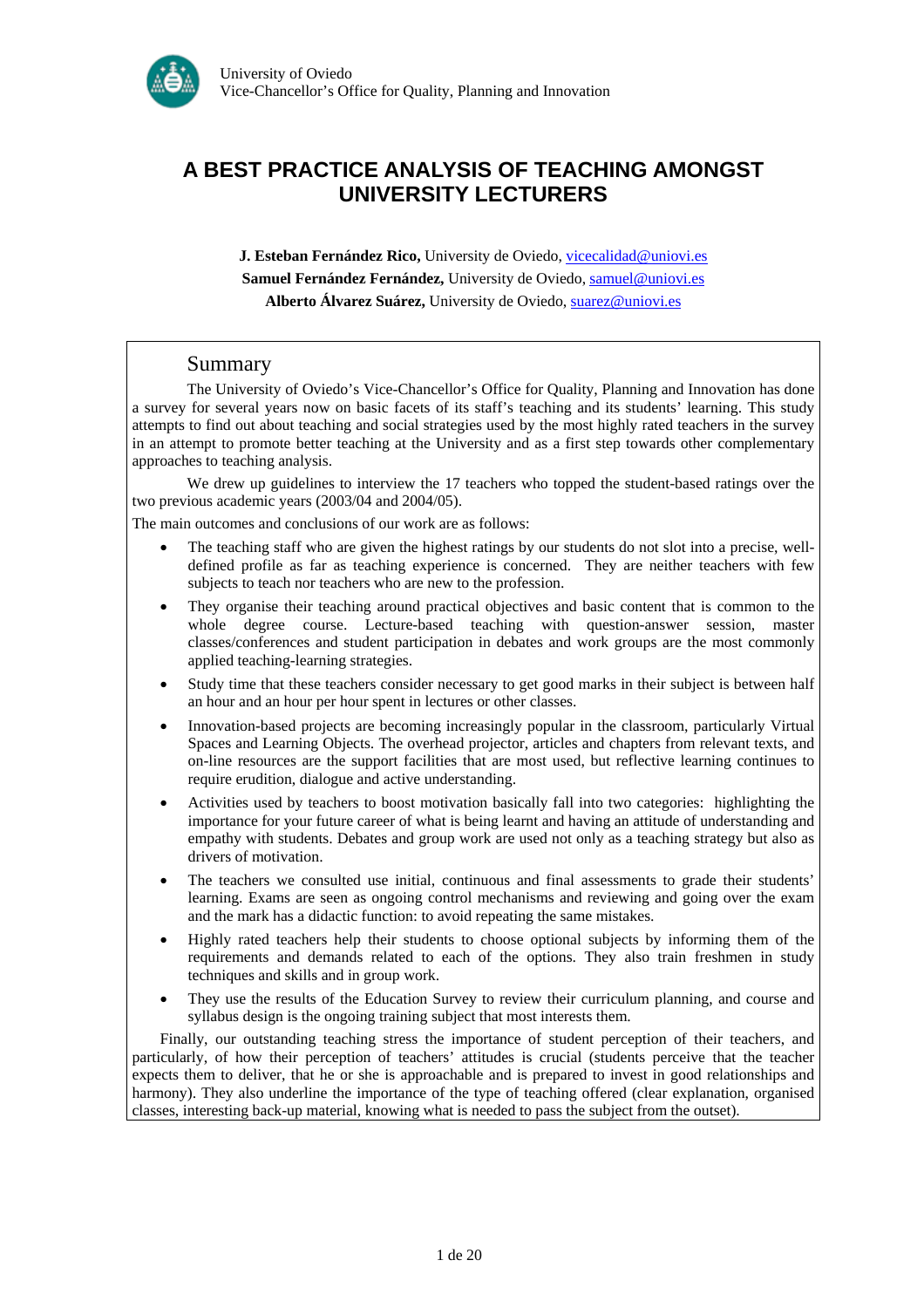University of Oviedo
Vice-Chancellor's Office for Quality, Planning and Innovation

# A BEST PRACTICE ANALYSIS OF TEACHING AMONGST UNIVERSITY LECTURERS

**J. Esteban Fernández Rico,** University de Oviedo, vicecalidad@uniovi.es
**Samuel Fernández Fernández,** University de Oviedo, samuel@uniovi.es
**Alberto Álvarez Suárez,** University de Oviedo, suarez@uniovi.es

## Summary

The University of Oviedo's Vice-Chancellor's Office for Quality, Planning and Innovation has done a survey for several years now on basic facets of its staff's teaching and its students' learning. This study attempts to find out about teaching and social strategies used by the most highly rated teachers in the survey in an attempt to promote better teaching at the University and as a first step towards other complementary approaches to teaching analysis.

We drew up guidelines to interview the 17 teachers who topped the student-based ratings over the two previous academic years (2003/04 and 2004/05).

The main outcomes and conclusions of our work are as follows:

- The teaching staff who are given the highest ratings by our students do not slot into a precise, well-defined profile as far as teaching experience is concerned. They are neither teachers with few subjects to teach nor teachers who are new to the profession.
- They organise their teaching around practical objectives and basic content that is common to the whole degree course. Lecture-based teaching with question-answer session, master classes/conferences and student participation in debates and work groups are the most commonly applied teaching-learning strategies.
- Study time that these teachers consider necessary to get good marks in their subject is between half an hour and an hour per hour spent in lectures or other classes.
- Innovation-based projects are becoming increasingly popular in the classroom, particularly Virtual Spaces and Learning Objects. The overhead projector, articles and chapters from relevant texts, and on-line resources are the support facilities that are most used, but reflective learning continues to require erudition, dialogue and active understanding.
- Activities used by teachers to boost motivation basically fall into two categories: highlighting the importance for your future career of what is being learnt and having an attitude of understanding and empathy with students. Debates and group work are used not only as a teaching strategy but also as drivers of motivation.
- The teachers we consulted use initial, continuous and final assessments to grade their students' learning. Exams are seen as ongoing control mechanisms and reviewing and going over the exam and the mark has a didactic function: to avoid repeating the same mistakes.
- Highly rated teachers help their students to choose optional subjects by informing them of the requirements and demands related to each of the options. They also train freshmen in study techniques and skills and in group work.
- They use the results of the Education Survey to review their curriculum planning, and course and syllabus design is the ongoing training subject that most interests them.

Finally, our outstanding teaching stress the importance of student perception of their teachers, and particularly, of how their perception of teachers' attitudes is crucial (students perceive that the teacher expects them to deliver, that he or she is approachable and is prepared to invest in good relationships and harmony). They also underline the importance of the type of teaching offered (clear explanation, organised classes, interesting back-up material, knowing what is needed to pass the subject from the outset).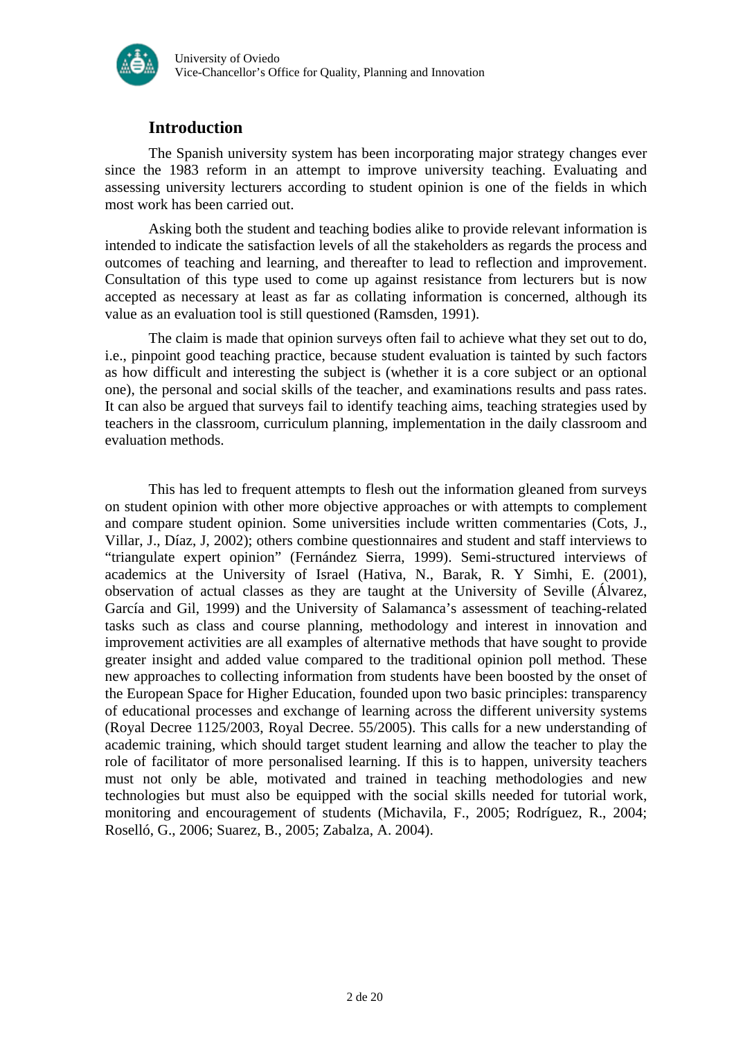## Introduction

The Spanish university system has been incorporating major strategy changes ever since the 1983 reform in an attempt to improve university teaching. Evaluating and assessing university lecturers according to student opinion is one of the fields in which most work has been carried out.

Asking both the student and teaching bodies alike to provide relevant information is intended to indicate the satisfaction levels of all the stakeholders as regards the process and outcomes of teaching and learning, and thereafter to lead to reflection and improvement. Consultation of this type used to come up against resistance from lecturers but is now accepted as necessary at least as far as collating information is concerned, although its value as an evaluation tool is still questioned (Ramsden, 1991).

The claim is made that opinion surveys often fail to achieve what they set out to do, i.e., pinpoint good teaching practice, because student evaluation is tainted by such factors as how difficult and interesting the subject is (whether it is a core subject or an optional one), the personal and social skills of the teacher, and examinations results and pass rates. It can also be argued that surveys fail to identify teaching aims, teaching strategies used by teachers in the classroom, curriculum planning, implementation in the daily classroom and evaluation methods.

This has led to frequent attempts to flesh out the information gleaned from surveys on student opinion with other more objective approaches or with attempts to complement and compare student opinion. Some universities include written commentaries (Cots, J., Villar, J., Díaz, J, 2002); others combine questionnaires and student and staff interviews to "triangulate expert opinion" (Fernández Sierra, 1999). Semi-structured interviews of academics at the University of Israel (Hativa, N., Barak, R. Y Simhi, E. (2001), observation of actual classes as they are taught at the University of Seville (Álvarez, García and Gil, 1999) and the University of Salamanca's assessment of teaching-related tasks such as class and course planning, methodology and interest in innovation and improvement activities are all examples of alternative methods that have sought to provide greater insight and added value compared to the traditional opinion poll method. These new approaches to collecting information from students have been boosted by the onset of the European Space for Higher Education, founded upon two basic principles: transparency of educational processes and exchange of learning across the different university systems (Royal Decree 1125/2003, Royal Decree. 55/2005). This calls for a new understanding of academic training, which should target student learning and allow the teacher to play the role of facilitator of more personalised learning. If this is to happen, university teachers must not only be able, motivated and trained in teaching methodologies and new technologies but must also be equipped with the social skills needed for tutorial work, monitoring and encouragement of students (Michavila, F., 2005; Rodríguez, R., 2004; Roselló, G., 2006; Suarez, B., 2005; Zabalza, A. 2004).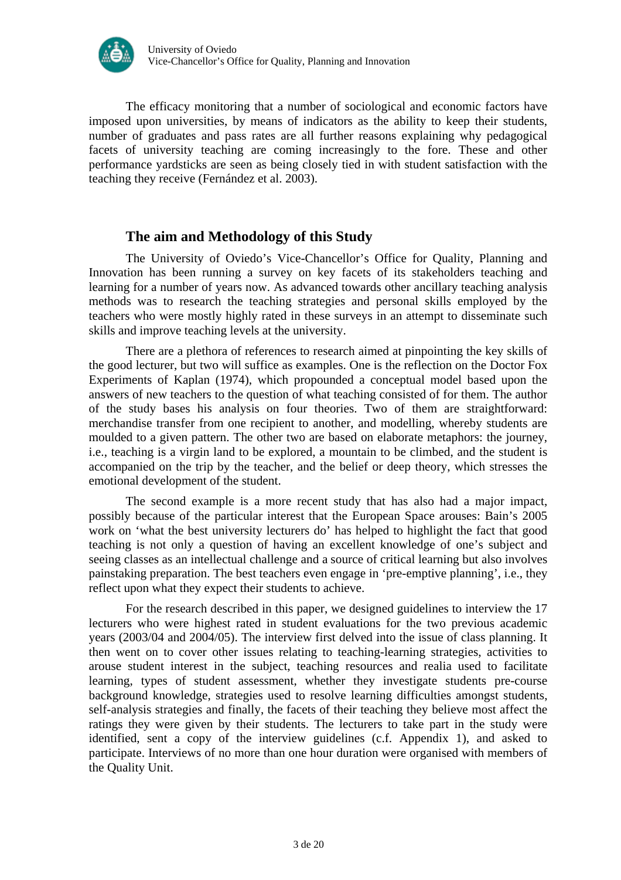The efficacy monitoring that a number of sociological and economic factors have imposed upon universities, by means of indicators as the ability to keep their students, number of graduates and pass rates are all further reasons explaining why pedagogical facets of university teaching are coming increasingly to the fore. These and other performance yardsticks are seen as being closely tied in with student satisfaction with the teaching they receive (Fernández et al. 2003).

## The aim and Methodology of this Study

The University of Oviedo's Vice-Chancellor's Office for Quality, Planning and Innovation has been running a survey on key facets of its stakeholders teaching and learning for a number of years now. As advanced towards other ancillary teaching analysis methods was to research the teaching strategies and personal skills employed by the teachers who were mostly highly rated in these surveys in an attempt to disseminate such skills and improve teaching levels at the university.

There are a plethora of references to research aimed at pinpointing the key skills of the good lecturer, but two will suffice as examples. One is the reflection on the Doctor Fox Experiments of Kaplan (1974), which propounded a conceptual model based upon the answers of new teachers to the question of what teaching consisted of for them. The author of the study bases his analysis on four theories. Two of them are straightforward: merchandise transfer from one recipient to another, and modelling, whereby students are moulded to a given pattern. The other two are based on elaborate metaphors: the journey, i.e., teaching is a virgin land to be explored, a mountain to be climbed, and the student is accompanied on the trip by the teacher, and the belief or deep theory, which stresses the emotional development of the student.

The second example is a more recent study that has also had a major impact, possibly because of the particular interest that the European Space arouses: Bain's 2005 work on 'what the best university lecturers do' has helped to highlight the fact that good teaching is not only a question of having an excellent knowledge of one's subject and seeing classes as an intellectual challenge and a source of critical learning but also involves painstaking preparation. The best teachers even engage in 'pre-emptive planning', i.e., they reflect upon what they expect their students to achieve.

For the research described in this paper, we designed guidelines to interview the 17 lecturers who were highest rated in student evaluations for the two previous academic years (2003/04 and 2004/05). The interview first delved into the issue of class planning. It then went on to cover other issues relating to teaching-learning strategies, activities to arouse student interest in the subject, teaching resources and realia used to facilitate learning, types of student assessment, whether they investigate students pre-course background knowledge, strategies used to resolve learning difficulties amongst students, self-analysis strategies and finally, the facets of their teaching they believe most affect the ratings they were given by their students. The lecturers to take part in the study were identified, sent a copy of the interview guidelines (c.f. Appendix 1), and asked to participate. Interviews of no more than one hour duration were organised with members of the Quality Unit.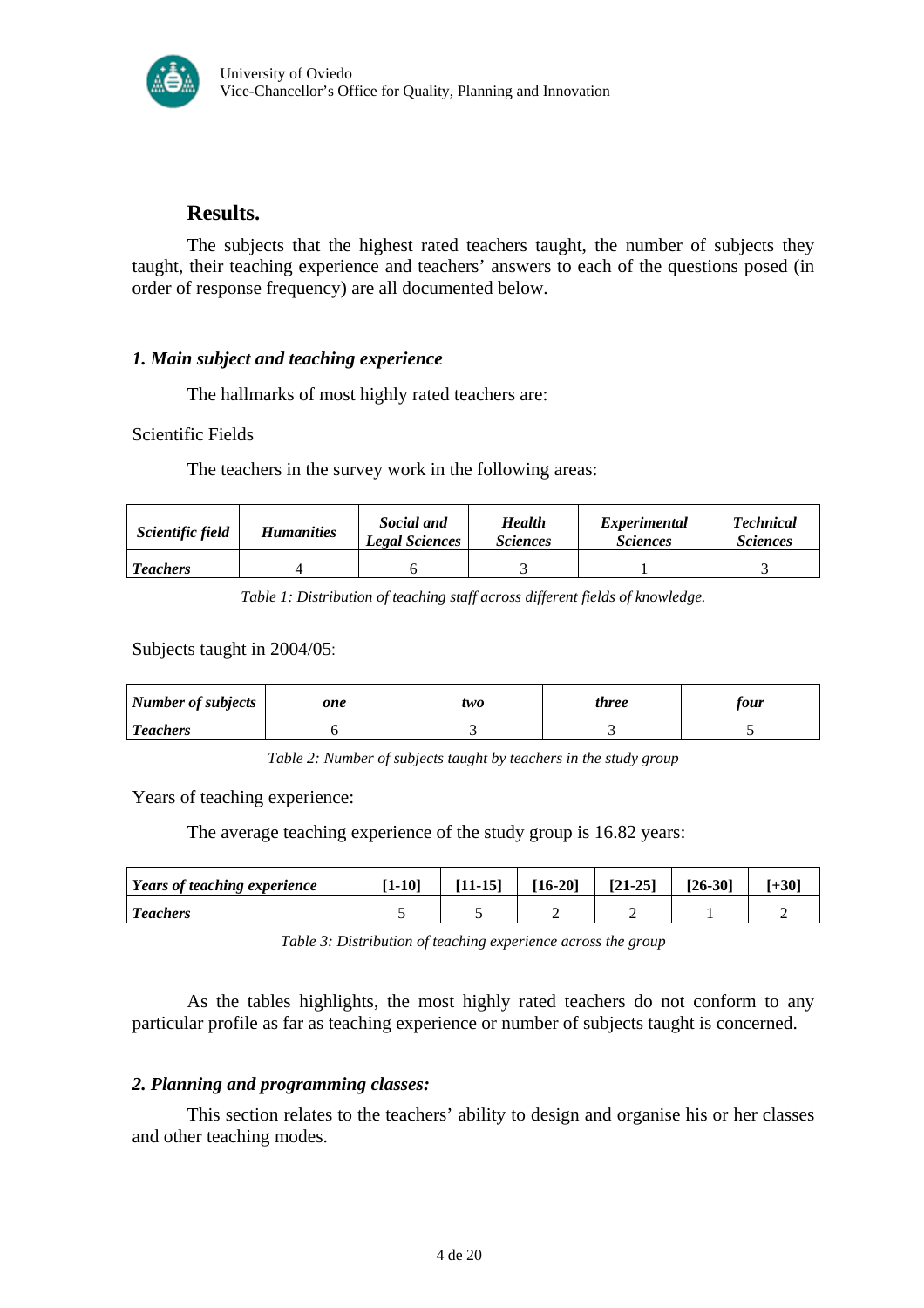## Results.

The subjects that the highest rated teachers taught, the number of subjects they taught, their teaching experience and teachers' answers to each of the questions posed (in order of response frequency) are all documented below.

### *1. Main subject and teaching experience*

The hallmarks of most highly rated teachers are:

Scientific Fields

The teachers in the survey work in the following areas:

| *Scientific field* | *Humanities* | *Social and Legal Sciences* | *Health Sciences* | *Experimental Sciences* | *Technical Sciences* |
|---|---|---|---|---|---|
| *Teachers* | 4 | 6 | 3 | 1 | 3 |

*Table 1: Distribution of teaching staff across different fields of knowledge.*

Subjects taught in 2004/05:

| *Number of subjects* | *one* | *two* | *three* | *four* |
|---|---|---|---|---|
| *Teachers* | 6 | 3 | 3 | 5 |

*Table 2: Number of subjects taught by teachers in the study group*

Years of teaching experience:

The average teaching experience of the study group is 16.82 years:

| *Years of teaching experience* | [1-10] | [11-15] | [16-20] | [21-25] | [26-30] | [+30] |
|---|---|---|---|---|---|---|
| *Teachers* | 5 | 5 | 2 | 2 | 1 | 2 |

*Table 3: Distribution of teaching experience across the group*

As the tables highlights, the most highly rated teachers do not conform to any particular profile as far as teaching experience or number of subjects taught is concerned.

### *2. Planning and programming classes:*

This section relates to the teachers' ability to design and organise his or her classes and other teaching modes.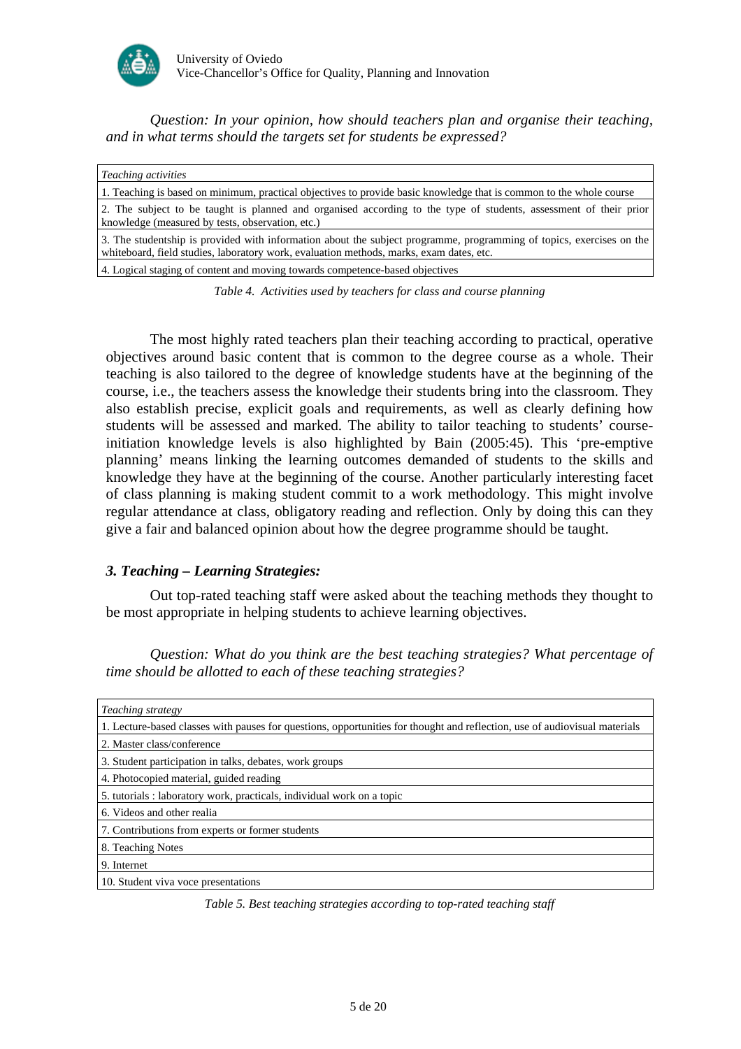*Question: In your opinion, how should teachers plan and organise their teaching, and in what terms should the targets set for students be expressed?*

| *Teaching activities* |
|---|
| 1. Teaching is based on minimum, practical objectives to provide basic knowledge that is common to the whole course |
| 2. The subject to be taught is planned and organised according to the type of students, assessment of their prior knowledge (measured by tests, observation, etc.) |
| 3. The studentship is provided with information about the subject programme, programming of topics, exercises on the whiteboard, field studies, laboratory work, evaluation methods, marks, exam dates, etc. |
| 4. Logical staging of content and moving towards competence-based objectives |

*Table 4. Activities used by teachers for class and course planning*

The most highly rated teachers plan their teaching according to practical, operative objectives around basic content that is common to the degree course as a whole. Their teaching is also tailored to the degree of knowledge students have at the beginning of the course, i.e., the teachers assess the knowledge their students bring into the classroom. They also establish precise, explicit goals and requirements, as well as clearly defining how students will be assessed and marked. The ability to tailor teaching to students' course-initiation knowledge levels is also highlighted by Bain (2005:45). This 'pre-emptive planning' means linking the learning outcomes demanded of students to the skills and knowledge they have at the beginning of the course. Another particularly interesting facet of class planning is making student commit to a work methodology. This might involve regular attendance at class, obligatory reading and reflection. Only by doing this can they give a fair and balanced opinion about how the degree programme should be taught.

### *3. Teaching – Learning Strategies:*

Out top-rated teaching staff were asked about the teaching methods they thought to be most appropriate in helping students to achieve learning objectives.

*Question: What do you think are the best teaching strategies? What percentage of time should be allotted to each of these teaching strategies?*

| *Teaching strategy* |
|---|
| 1. Lecture-based classes with pauses for questions, opportunities for thought and reflection, use of audiovisual materials |
| 2. Master class/conference |
| 3. Student participation in talks, debates, work groups |
| 4. Photocopied material, guided reading |
| 5. tutorials : laboratory work, practicals, individual work on a topic |
| 6. Videos and other realia |
| 7. Contributions from experts or former students |
| 8. Teaching Notes |
| 9. Internet |
| 10. Student viva voce presentations |

*Table 5. Best teaching strategies according to top-rated teaching staff*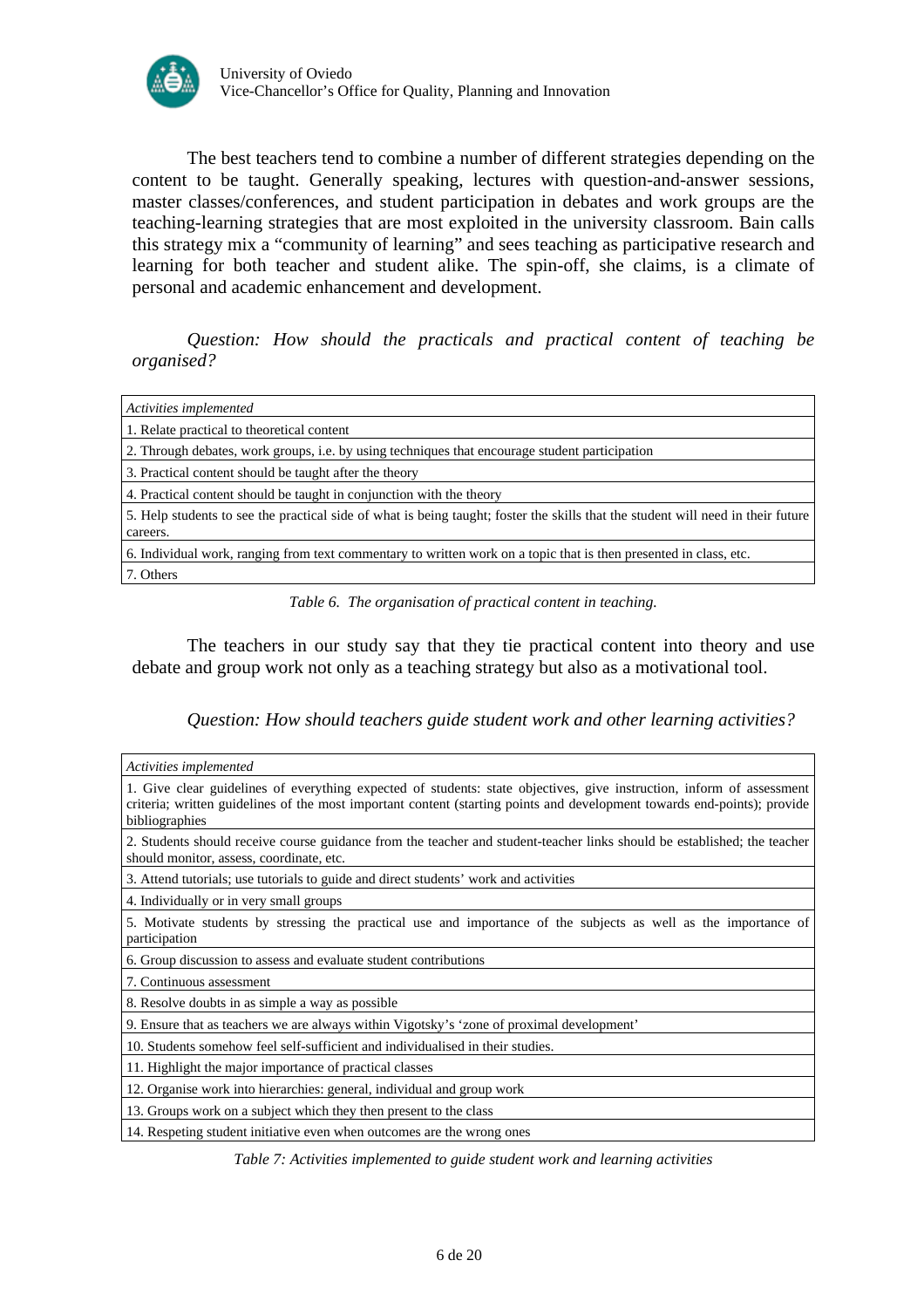The best teachers tend to combine a number of different strategies depending on the content to be taught. Generally speaking, lectures with question-and-answer sessions, master classes/conferences, and student participation in debates and work groups are the teaching-learning strategies that are most exploited in the university classroom. Bain calls this strategy mix a "community of learning" and sees teaching as participative research and learning for both teacher and student alike. The spin-off, she claims, is a climate of personal and academic enhancement and development.

*Question: How should the practicals and practical content of teaching be organised?*

| *Activities implemented* |
| --- |
| 1. Relate practical to theoretical content |
| 2. Through debates, work groups, i.e. by using techniques that encourage student participation |
| 3. Practical content should be taught after the theory |
| 4. Practical content should be taught in conjunction with the theory |
| 5. Help students to see the practical side of what is being taught; foster the skills that the student will need in their future careers. |
| 6. Individual work, ranging from text commentary to written work on a topic that is then presented in class, etc. |
| 7. Others |

*Table 6. The organisation of practical content in teaching.*

The teachers in our study say that they tie practical content into theory and use debate and group work not only as a teaching strategy but also as a motivational tool.

*Question: How should teachers guide student work and other learning activities?*

| *Activities implemented* |
| --- |
| 1. Give clear guidelines of everything expected of students: state objectives, give instruction, inform of assessment criteria; written guidelines of the most important content (starting points and development towards end-points); provide bibliographies |
| 2. Students should receive course guidance from the teacher and student-teacher links should be established; the teacher should monitor, assess, coordinate, etc. |
| 3. Attend tutorials; use tutorials to guide and direct students' work and activities |
| 4. Individually or in very small groups |
| 5. Motivate students by stressing the practical use and importance of the subjects as well as the importance of participation |
| 6. Group discussion to assess and evaluate student contributions |
| 7. Continuous assessment |
| 8. Resolve doubts in as simple a way as possible |
| 9. Ensure that as teachers we are always within Vigotsky's 'zone of proximal development' |
| 10. Students somehow feel self-sufficient and individualised in their studies. |
| 11. Highlight the major importance of practical classes |
| 12. Organise work into hierarchies: general, individual and group work |
| 13. Groups work on a subject which they then present to the class |
| 14. Respeting student initiative even when outcomes are the wrong ones |

*Table 7: Activities implemented to guide student work and learning activities*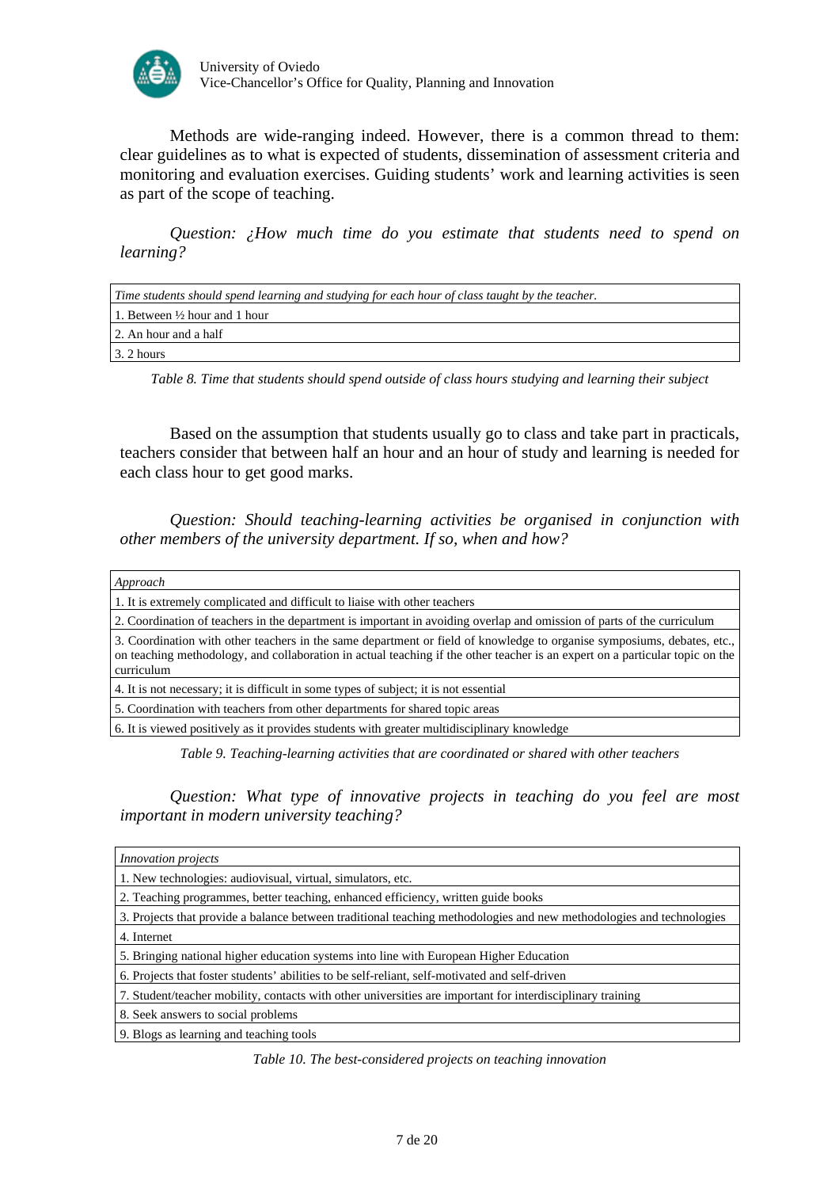Methods are wide-ranging indeed. However, there is a common thread to them: clear guidelines as to what is expected of students, dissemination of assessment criteria and monitoring and evaluation exercises. Guiding students' work and learning activities is seen as part of the scope of teaching.

*Question: ¿How much time do you estimate that students need to spend on learning?*

| *Time students should spend learning and studying for each hour of class taught by the teacher.* |
|---|
| 1. Between ½ hour and 1 hour |
| 2. An hour and a half |
| 3. 2 hours |

*Table 8. Time that students should spend outside of class hours studying and learning their subject*

Based on the assumption that students usually go to class and take part in practicals, teachers consider that between half an hour and an hour of study and learning is needed for each class hour to get good marks.

*Question: Should teaching-learning activities be organised in conjunction with other members of the university department. If so, when and how?*

| *Approach* |
|---|
| 1. It is extremely complicated and difficult to liaise with other teachers |
| 2. Coordination of teachers in the department is important in avoiding overlap and omission of parts of the curriculum |
| 3. Coordination with other teachers in the same department or field of knowledge to organise symposiums, debates, etc., on teaching methodology, and collaboration in actual teaching if the other teacher is an expert on a particular topic on the curriculum |
| 4. It is not necessary; it is difficult in some types of subject; it is not essential |
| 5. Coordination with teachers from other departments for shared topic areas |
| 6. It is viewed positively as it provides students with greater multidisciplinary knowledge |

*Table 9. Teaching-learning activities that are coordinated or shared with other teachers*

*Question: What type of innovative projects in teaching do you feel are most important in modern university teaching?*

| *Innovation projects* |
|---|
| 1. New technologies: audiovisual, virtual, simulators, etc. |
| 2. Teaching programmes, better teaching, enhanced efficiency, written guide books |
| 3. Projects that provide a balance between traditional teaching methodologies and new methodologies and technologies |
| 4. Internet |
| 5. Bringing national higher education systems into line with European Higher Education |
| 6. Projects that foster students' abilities to be self-reliant, self-motivated and self-driven |
| 7. Student/teacher mobility, contacts with other universities are important for interdisciplinary training |
| 8. Seek answers to social problems |
| 9. Blogs as learning and teaching tools |

*Table 10. The best-considered projects on teaching innovation*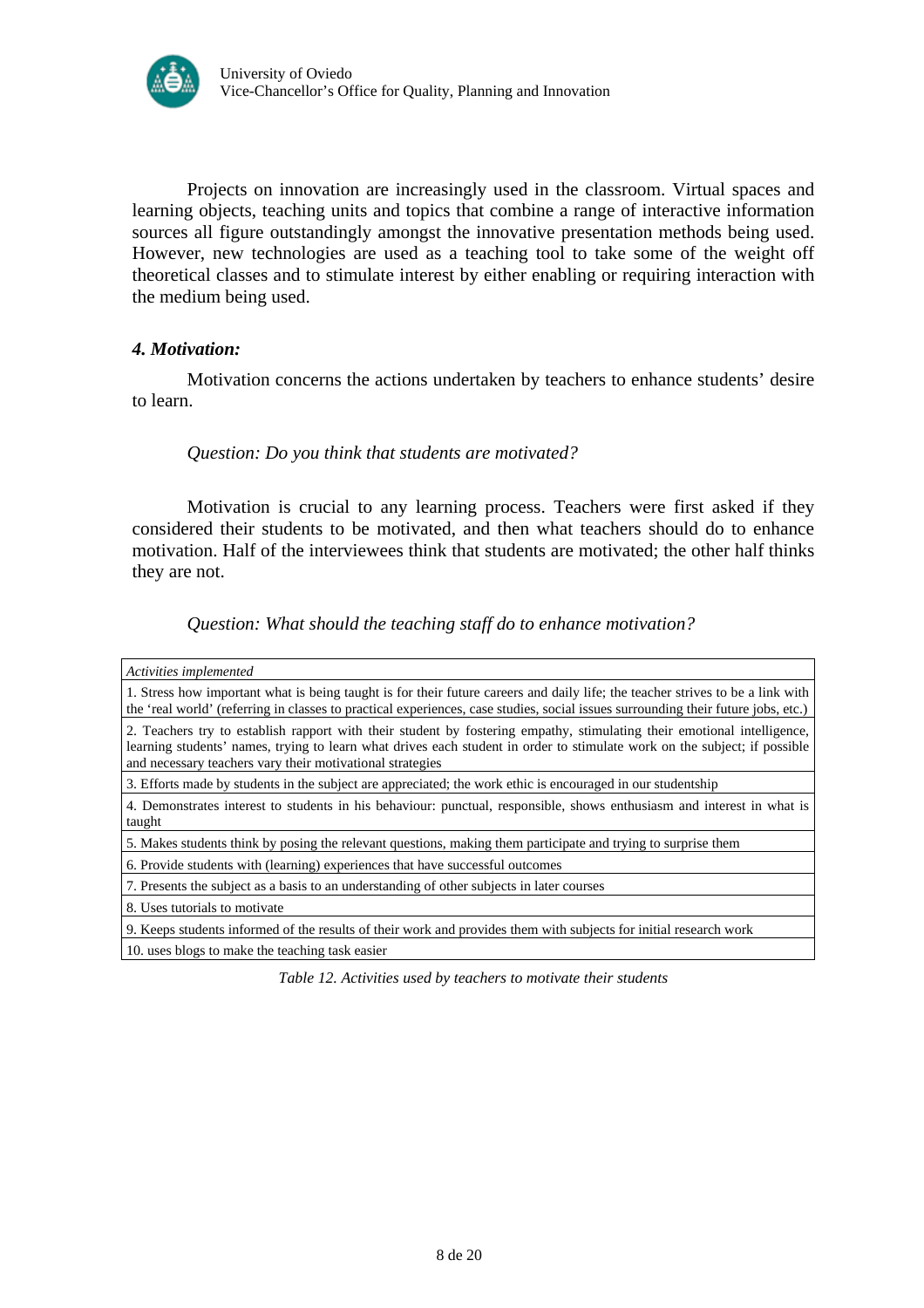Projects on innovation are increasingly used in the classroom. Virtual spaces and learning objects, teaching units and topics that combine a range of interactive information sources all figure outstandingly amongst the innovative presentation methods being used. However, new technologies are used as a teaching tool to take some of the weight off theoretical classes and to stimulate interest by either enabling or requiring interaction with the medium being used.

### *4. Motivation:*

Motivation concerns the actions undertaken by teachers to enhance students' desire to learn.

*Question: Do you think that students are motivated?*

Motivation is crucial to any learning process. Teachers were first asked if they considered their students to be motivated, and then what teachers should do to enhance motivation. Half of the interviewees think that students are motivated; the other half thinks they are not.

*Question: What should the teaching staff do to enhance motivation?*

| *Activities implemented* |
|---|
| 1. Stress how important what is being taught is for their future careers and daily life; the teacher strives to be a link with the 'real world' (referring in classes to practical experiences, case studies, social issues surrounding their future jobs, etc.) |
| 2. Teachers try to establish rapport with their student by fostering empathy, stimulating their emotional intelligence, learning students' names, trying to learn what drives each student in order to stimulate work on the subject; if possible and necessary teachers vary their motivational strategies |
| 3. Efforts made by students in the subject are appreciated; the work ethic is encouraged in our studentship |
| 4. Demonstrates interest to students in his behaviour: punctual, responsible, shows enthusiasm and interest in what is taught |
| 5. Makes students think by posing the relevant questions, making them participate and trying to surprise them |
| 6. Provide students with (learning) experiences that have successful outcomes |
| 7. Presents the subject as a basis to an understanding of other subjects in later courses |
| 8. Uses tutorials to motivate |
| 9. Keeps students informed of the results of their work and provides them with subjects for initial research work |
| 10. uses blogs to make the teaching task easier |

*Table 12. Activities used by teachers to motivate their students*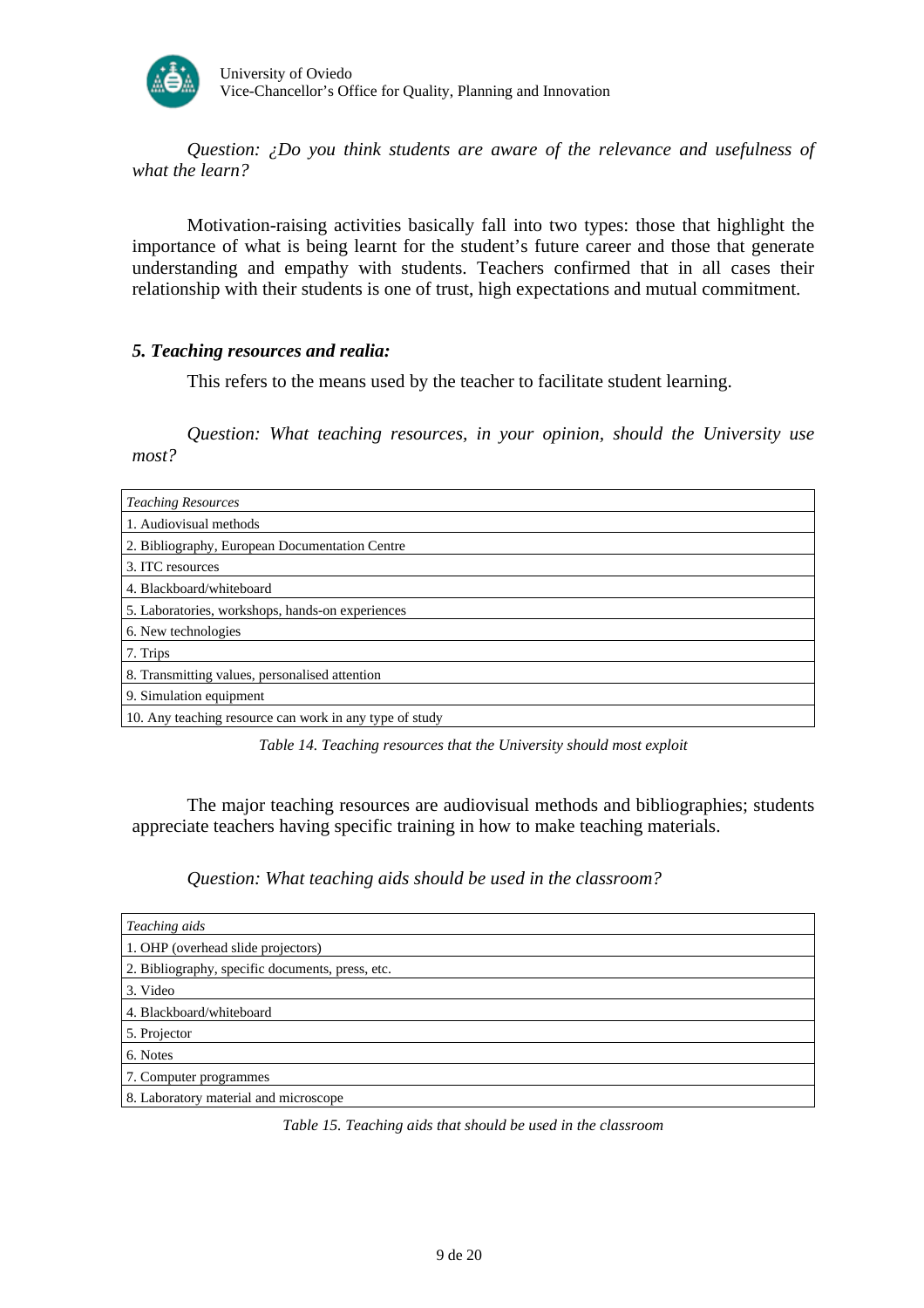*Question: ¿Do you think students are aware of the relevance and usefulness of what the learn?*

Motivation-raising activities basically fall into two types: those that highlight the importance of what is being learnt for the student's future career and those that generate understanding and empathy with students. Teachers confirmed that in all cases their relationship with their students is one of trust, high expectations and mutual commitment.

### *5. Teaching resources and realia:*

This refers to the means used by the teacher to facilitate student learning.

*Question: What teaching resources, in your opinion, should the University use most?*

| *Teaching Resources* |
|---|
| 1. Audiovisual methods |
| 2. Bibliography, European Documentation Centre |
| 3. ITC resources |
| 4. Blackboard/whiteboard |
| 5. Laboratories, workshops, hands-on experiences |
| 6. New technologies |
| 7. Trips |
| 8. Transmitting values, personalised attention |
| 9. Simulation equipment |
| 10. Any teaching resource can work in any type of study |

*Table 14. Teaching resources that the University should most exploit*

The major teaching resources are audiovisual methods and bibliographies; students appreciate teachers having specific training in how to make teaching materials.

*Question: What teaching aids should be used in the classroom?*

| *Teaching aids* |
|---|
| 1. OHP (overhead slide projectors) |
| 2. Bibliography, specific documents, press, etc. |
| 3. Video |
| 4. Blackboard/whiteboard |
| 5. Projector |
| 6. Notes |
| 7. Computer programmes |
| 8. Laboratory material and microscope |

*Table 15. Teaching aids that should be used in the classroom*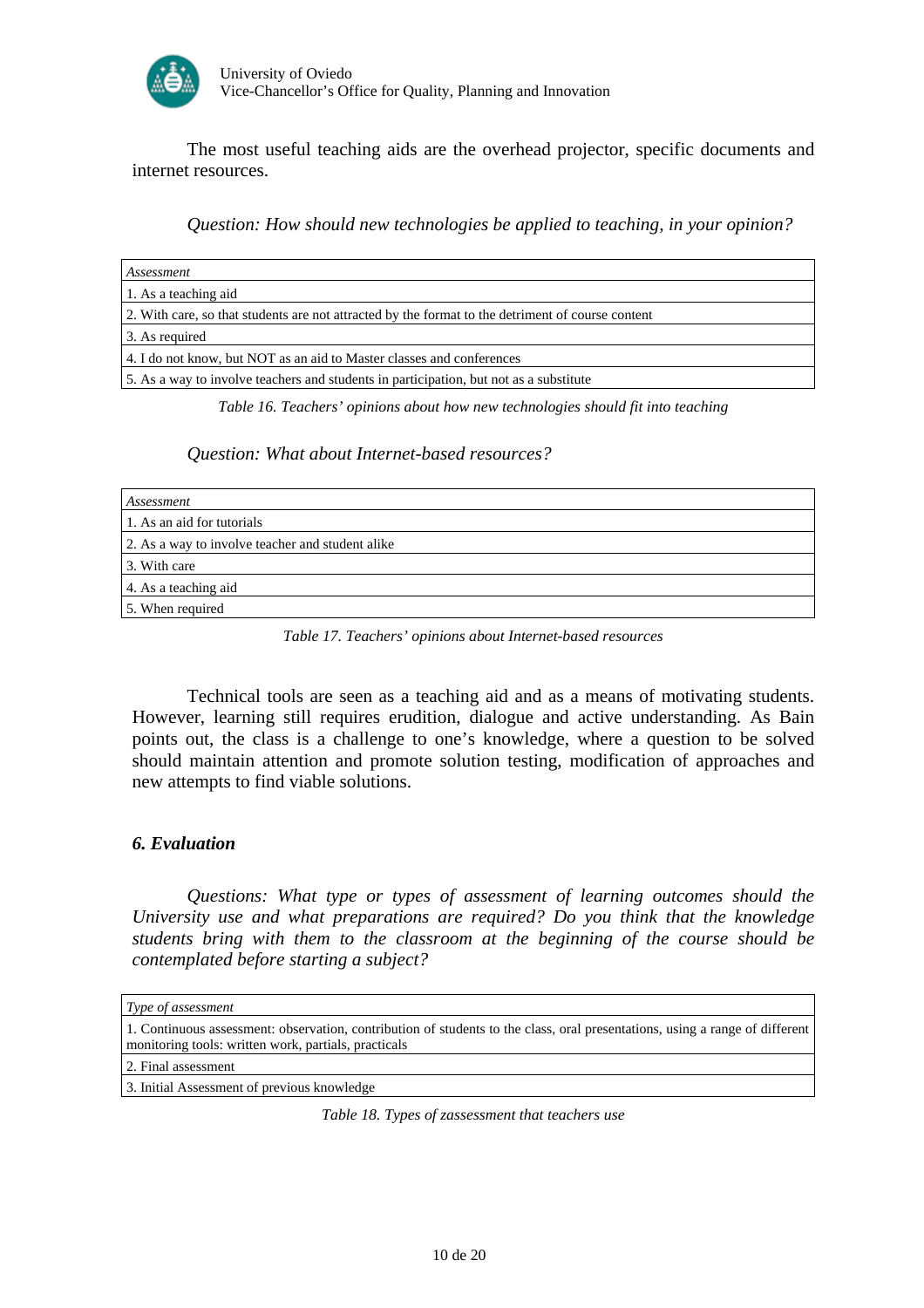The most useful teaching aids are the overhead projector, specific documents and internet resources.

*Question: How should new technologies be applied to teaching, in your opinion?*

| *Assessment* |
|---|
| 1. As a teaching aid |
| 2. With care, so that students are not attracted by the format to the detriment of course content |
| 3. As required |
| 4. I do not know, but NOT as an aid to Master classes and conferences |
| 5. As a way to involve teachers and students in participation, but not as a substitute |

*Table 16. Teachers' opinions about how new technologies should fit into teaching*

*Question: What about Internet-based resources?*

| *Assessment* |
|---|
| 1. As an aid for tutorials |
| 2. As a way to involve teacher and student alike |
| 3. With care |
| 4. As a teaching aid |
| 5. When required |

*Table 17. Teachers' opinions about Internet-based resources*

Technical tools are seen as a teaching aid and as a means of motivating students. However, learning still requires erudition, dialogue and active understanding. As Bain points out, the class is a challenge to one's knowledge, where a question to be solved should maintain attention and promote solution testing, modification of approaches and new attempts to find viable solutions.

### *6. Evaluation*

*Questions: What type or types of assessment of learning outcomes should the University use and what preparations are required? Do you think that the knowledge students bring with them to the classroom at the beginning of the course should be contemplated before starting a subject?*

| *Type of assessment* |
|---|
| 1. Continuous assessment: observation, contribution of students to the class, oral presentations, using a range of different monitoring tools: written work, partials, practicals |
| 2. Final assessment |
| 3. Initial Assessment of previous knowledge |

*Table 18. Types of zassessment that teachers use*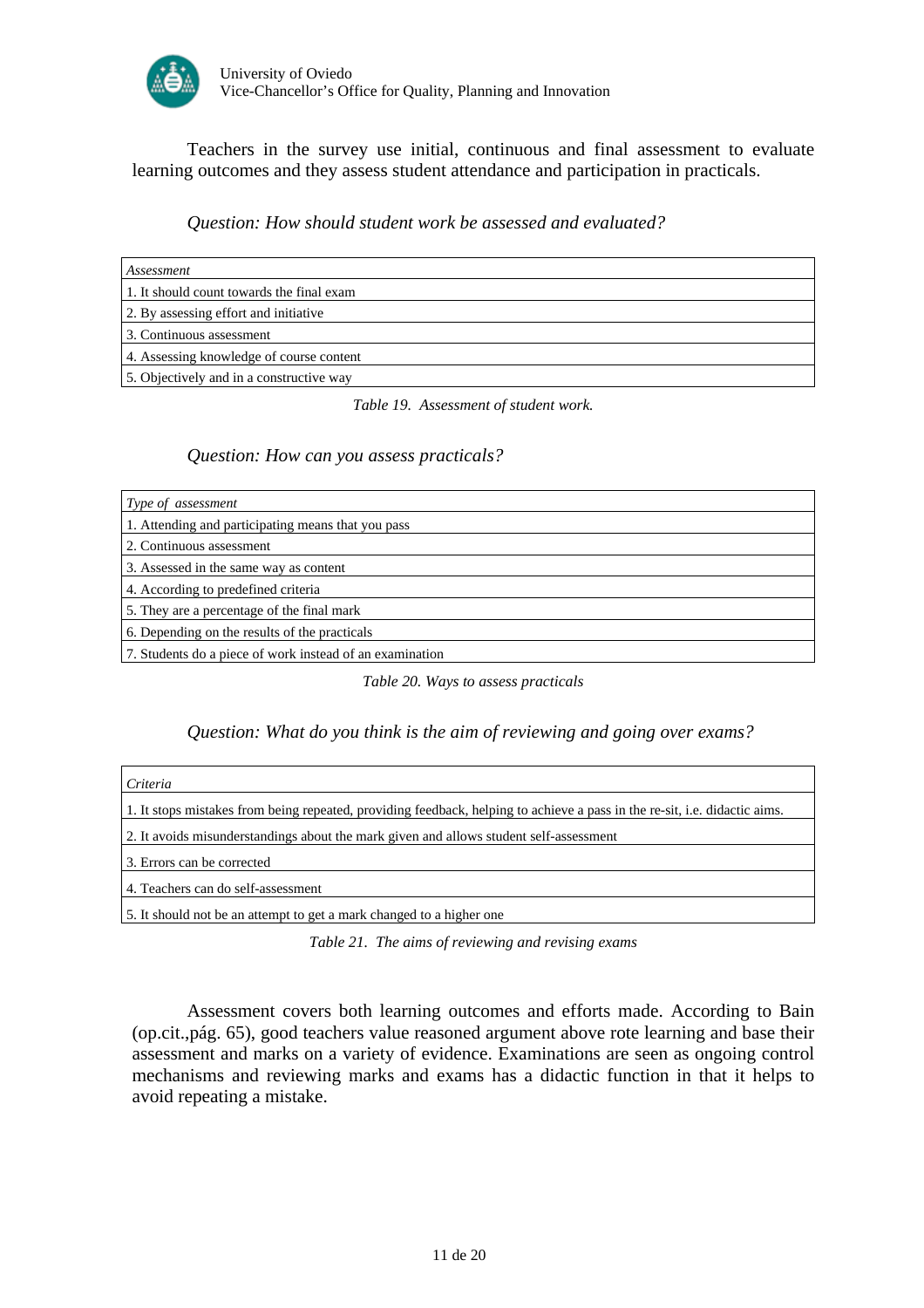Teachers in the survey use initial, continuous and final assessment to evaluate learning outcomes and they assess student attendance and participation in practicals.

*Question: How should student work be assessed and evaluated?*

| *Assessment* |
|---|
| 1. It should count towards the final exam |
| 2. By assessing effort and initiative |
| 3. Continuous assessment |
| 4. Assessing knowledge of course content |
| 5. Objectively and in a constructive way |

*Table 19. Assessment of student work.*

*Question: How can you assess practicals?*

| *Type of assessment* |
|---|
| 1. Attending and participating means that you pass |
| 2. Continuous assessment |
| 3. Assessed in the same way as content |
| 4. According to predefined criteria |
| 5. They are a percentage of the final mark |
| 6. Depending on the results of the practicals |
| 7. Students do a piece of work instead of an examination |

*Table 20. Ways to assess practicals*

*Question: What do you think is the aim of reviewing and going over exams?*

| *Criteria* |
|---|
| 1. It stops mistakes from being repeated, providing feedback, helping to achieve a pass in the re-sit, i.e. didactic aims. |
| 2. It avoids misunderstandings about the mark given and allows student self-assessment |
| 3. Errors can be corrected |
| 4. Teachers can do self-assessment |
| 5. It should not be an attempt to get a mark changed to a higher one |

*Table 21. The aims of reviewing and revising exams*

Assessment covers both learning outcomes and efforts made. According to Bain (op.cit.,pág. 65), good teachers value reasoned argument above rote learning and base their assessment and marks on a variety of evidence. Examinations are seen as ongoing control mechanisms and reviewing marks and exams has a didactic function in that it helps to avoid repeating a mistake.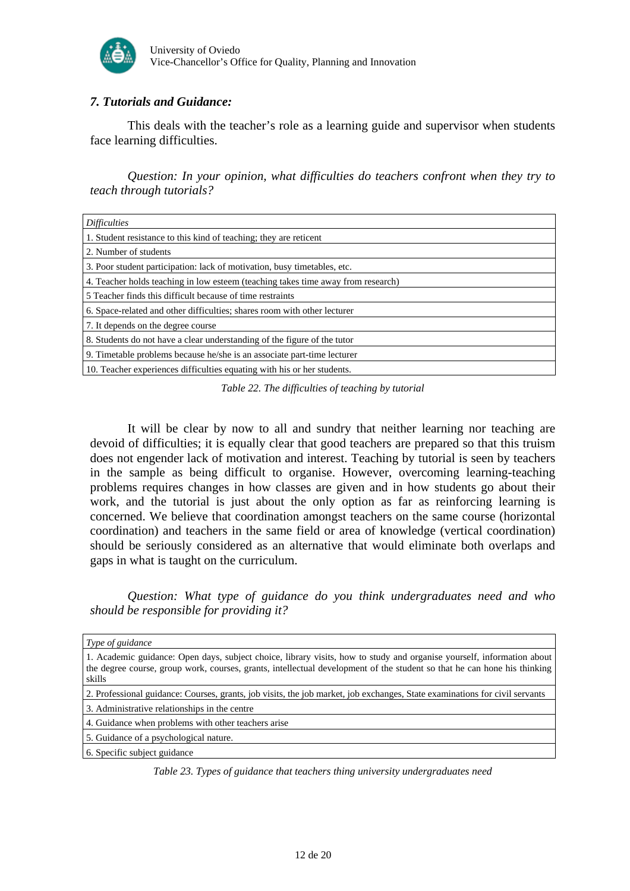### *7. Tutorials and Guidance:*

This deals with the teacher's role as a learning guide and supervisor when students face learning difficulties.

*Question: In your opinion, what difficulties do teachers confront when they try to teach through tutorials?*

| *Difficulties* |
| --- |
| 1. Student resistance to this kind of teaching; they are reticent |
| 2. Number of students |
| 3. Poor student participation: lack of motivation, busy timetables, etc. |
| 4. Teacher holds teaching in low esteem (teaching takes time away from research) |
| 5 Teacher finds this difficult because of time restraints |
| 6. Space-related and other difficulties; shares room with other lecturer |
| 7. It depends on the degree course |
| 8. Students do not have a clear understanding of the figure of the tutor |
| 9. Timetable problems because he/she is an associate part-time lecturer |
| 10. Teacher experiences difficulties equating with his or her students. |

*Table 22. The difficulties of teaching by tutorial*

It will be clear by now to all and sundry that neither learning nor teaching are devoid of difficulties; it is equally clear that good teachers are prepared so that this truism does not engender lack of motivation and interest. Teaching by tutorial is seen by teachers in the sample as being difficult to organise. However, overcoming learning-teaching problems requires changes in how classes are given and in how students go about their work, and the tutorial is just about the only option as far as reinforcing learning is concerned. We believe that coordination amongst teachers on the same course (horizontal coordination) and teachers in the same field or area of knowledge (vertical coordination) should be seriously considered as an alternative that would eliminate both overlaps and gaps in what is taught on the curriculum.

*Question: What type of guidance do you think undergraduates need and who should be responsible for providing it?*

| *Type of guidance* |
| --- |
| 1. Academic guidance: Open days, subject choice, library visits, how to study and organise yourself, information about the degree course, group work, courses, grants, intellectual development of the student so that he can hone his thinking skills |
| 2. Professional guidance: Courses, grants, job visits, the job market, job exchanges, State examinations for civil servants |
| 3. Administrative relationships in the centre |
| 4. Guidance when problems with other teachers arise |
| 5. Guidance of a psychological nature. |
| 6. Specific subject guidance |

*Table 23. Types of guidance that teachers thing university undergraduates need*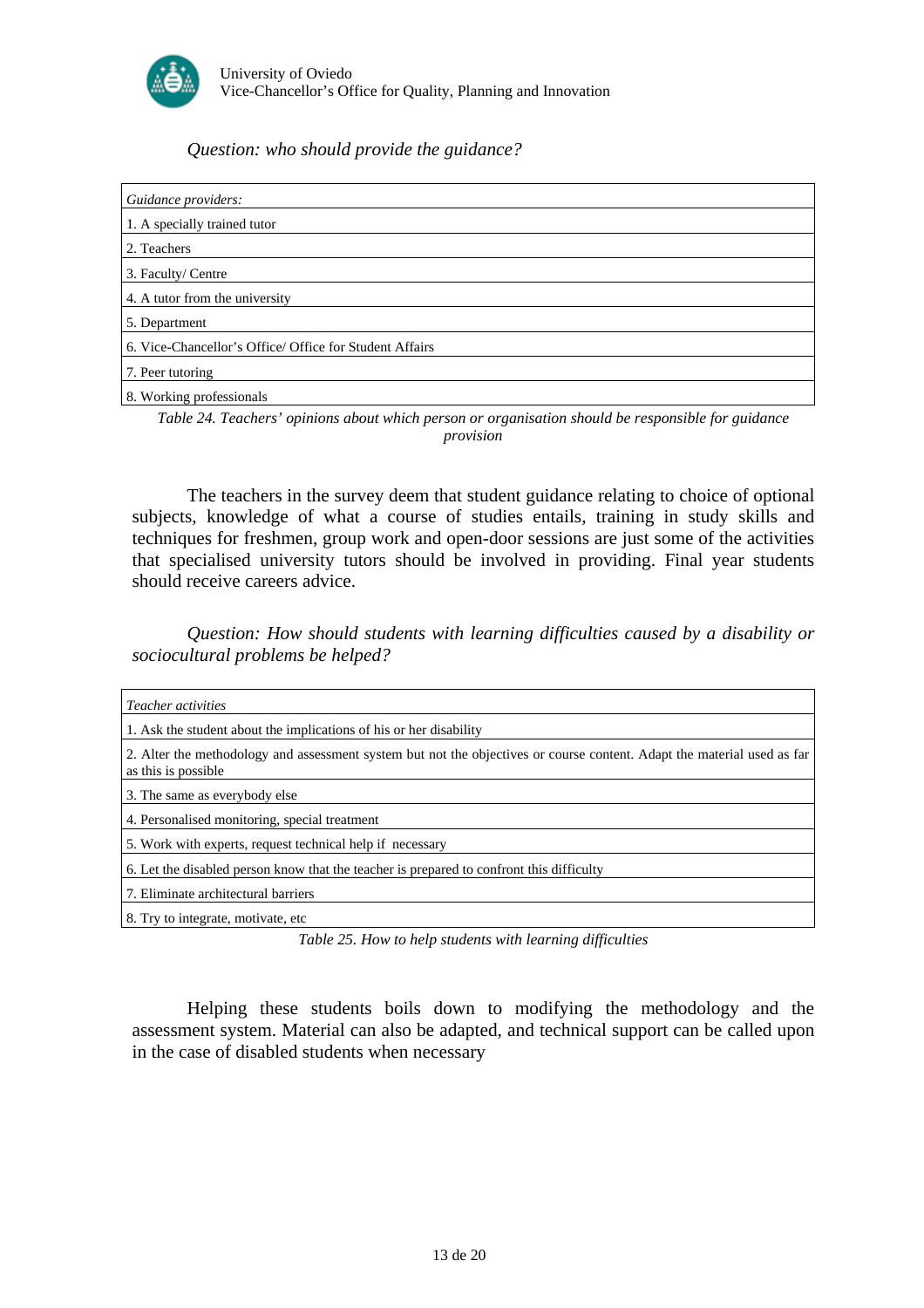*Question: who should provide the guidance?*

| *Guidance providers:* |
| --- |
| 1. A specially trained tutor |
| 2. Teachers |
| 3. Faculty/ Centre |
| 4. A tutor from the university |
| 5. Department |
| 6. Vice-Chancellor's Office/ Office for Student Affairs |
| 7. Peer tutoring |
| 8. Working professionals |

*Table 24. Teachers' opinions about which person or organisation should be responsible for guidance provision*

The teachers in the survey deem that student guidance relating to choice of optional subjects, knowledge of what a course of studies entails, training in study skills and techniques for freshmen, group work and open-door sessions are just some of the activities that specialised university tutors should be involved in providing. Final year students should receive careers advice.

*Question: How should students with learning difficulties caused by a disability or sociocultural problems be helped?*

| *Teacher activities* |
| --- |
| 1. Ask the student about the implications of his or her disability |
| 2. Alter the methodology and assessment system but not the objectives or course content. Adapt the material used as far as this is possible |
| 3. The same as everybody else |
| 4. Personalised monitoring, special treatment |
| 5. Work with experts, request technical help if necessary |
| 6. Let the disabled person know that the teacher is prepared to confront this difficulty |
| 7. Eliminate architectural barriers |
| 8. Try to integrate, motivate, etc |

*Table 25. How to help students with learning difficulties*

Helping these students boils down to modifying the methodology and the assessment system. Material can also be adapted, and technical support can be called upon in the case of disabled students when necessary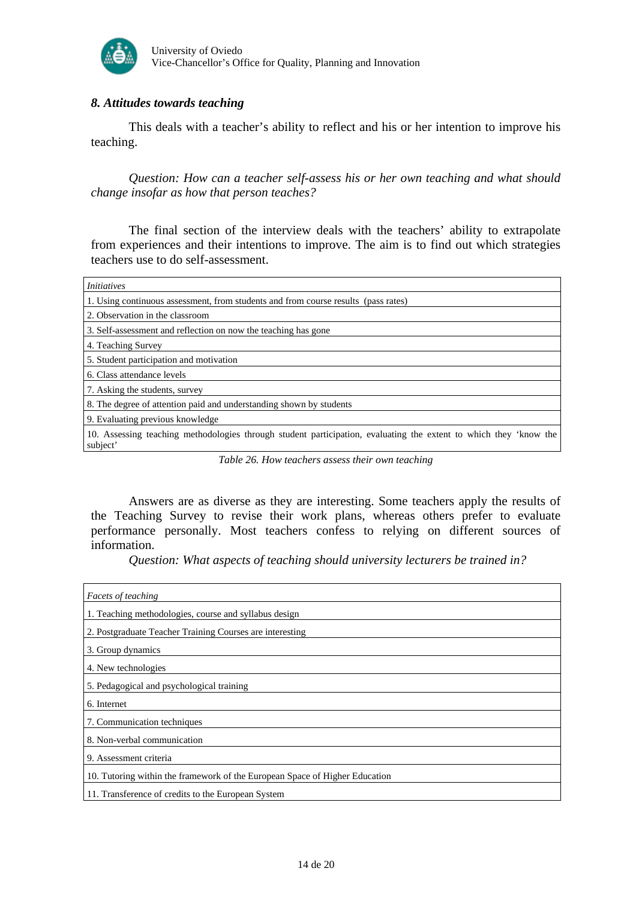### *8. Attitudes towards teaching*

This deals with a teacher's ability to reflect and his or her intention to improve his teaching.

*Question: How can a teacher self-assess his or her own teaching and what should change insofar as how that person teaches?*

The final section of the interview deals with the teachers' ability to extrapolate from experiences and their intentions to improve. The aim is to find out which strategies teachers use to do self-assessment.

| *Initiatives* |
|---|
| 1. Using continuous assessment, from students and from course results (pass rates) |
| 2. Observation in the classroom |
| 3. Self-assessment and reflection on now the teaching has gone |
| 4. Teaching Survey |
| 5. Student participation and motivation |
| 6. Class attendance levels |
| 7. Asking the students, survey |
| 8. The degree of attention paid and understanding shown by students |
| 9. Evaluating previous knowledge |
| 10. Assessing teaching methodologies through student participation, evaluating the extent to which they 'know the subject' |

*Table 26. How teachers assess their own teaching*

Answers are as diverse as they are interesting. Some teachers apply the results of the Teaching Survey to revise their work plans, whereas others prefer to evaluate performance personally. Most teachers confess to relying on different sources of information.

*Question: What aspects of teaching should university lecturers be trained in?*

| *Facets of teaching* |
|---|
| 1. Teaching methodologies, course and syllabus design |
| 2. Postgraduate Teacher Training Courses are interesting |
| 3. Group dynamics |
| 4. New technologies |
| 5. Pedagogical and psychological training |
| 6. Internet |
| 7. Communication techniques |
| 8. Non-verbal communication |
| 9. Assessment criteria |
| 10. Tutoring within the framework of the European Space of Higher Education |
| 11. Transference of credits to the European System |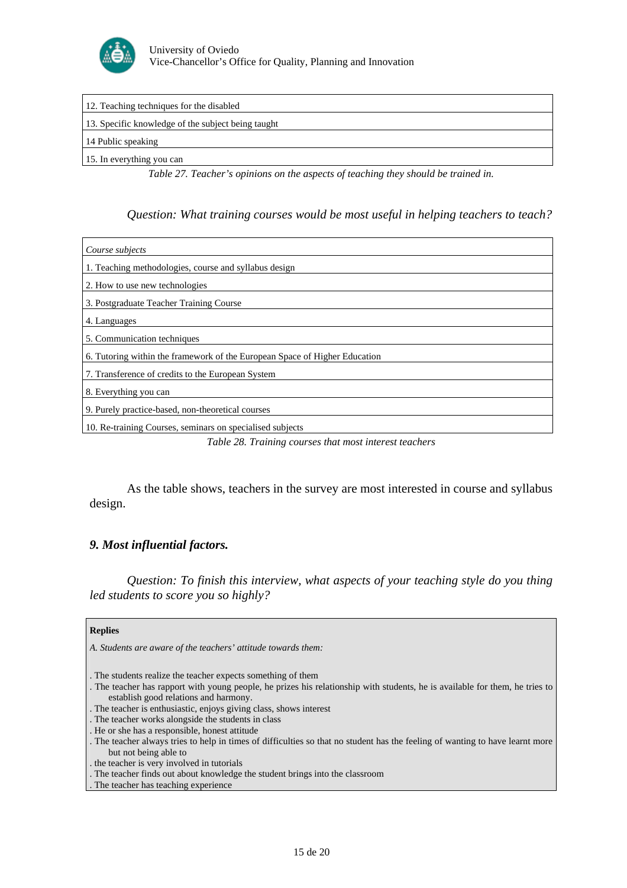| |
|---|
| 12. Teaching techniques for the disabled |
| 13. Specific knowledge of the subject being taught |
| 14 Public speaking |
| 15. In everything you can |

*Table 27. Teacher's opinions on the aspects of teaching they should be trained in.*

*Question: What training courses would be most useful in helping teachers to teach?*

| *Course subjects* |
|---|
| 1. Teaching methodologies, course and syllabus design |
| 2. How to use new technologies |
| 3. Postgraduate Teacher Training Course |
| 4. Languages |
| 5. Communication techniques |
| 6. Tutoring within the framework of the European Space of Higher Education |
| 7. Transference of credits to the European System |
| 8. Everything you can |
| 9. Purely practice-based, non-theoretical courses |
| 10. Re-training Courses, seminars on specialised subjects |

*Table 28. Training courses that most interest teachers*

As the table shows, teachers in the survey are most interested in course and syllabus design.

### *9. Most influential factors.*

*Question: To finish this interview, what aspects of your teaching style do you thing led students to score you so highly?*

| **Replies** |
|---|
| *A. Students are aware of the teachers' attitude towards them:* |
| . The students realize the teacher expects something of them |
| . The teacher has rapport with young people, he prizes his relationship with students, he is available for them, he tries to establish good relations and harmony. |
| . The teacher is enthusiastic, enjoys giving class, shows interest |
| . The teacher works alongside the students in class |
| . He or she has a responsible, honest attitude |
| . The teacher always tries to help in times of difficulties so that no student has the feeling of wanting to have learnt more but not being able to |
| . the teacher is very involved in tutorials |
| . The teacher finds out about knowledge the student brings into the classroom |
| . The teacher has teaching experience |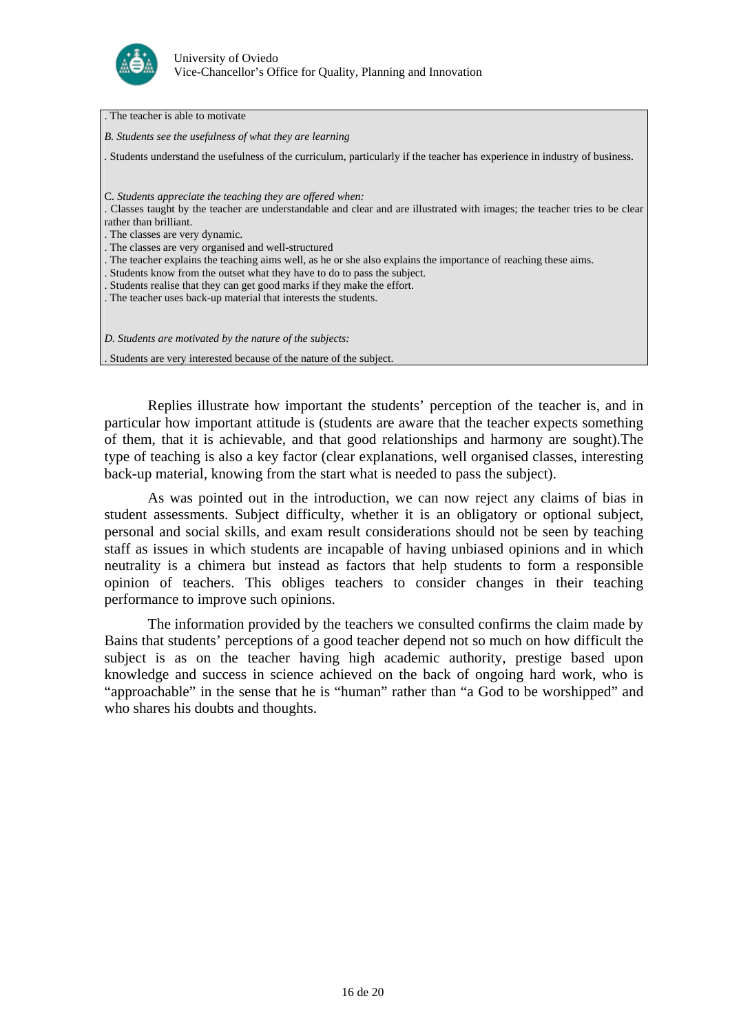. The teacher is able to motivate

*B. Students see the usefulness of what they are learning*

. Students understand the usefulness of the curriculum, particularly if the teacher has experience in industry of business.

C. *Students appreciate the teaching they are offered when:*

. Classes taught by the teacher are understandable and clear and are illustrated with images; the teacher tries to be clear rather than brilliant.
. The classes are very dynamic.
. The classes are very organised and well-structured
. The teacher explains the teaching aims well, as he or she also explains the importance of reaching these aims.
. Students know from the outset what they have to do to pass the subject.
. Students realise that they can get good marks if they make the effort.
. The teacher uses back-up material that interests the students.

*D. Students are motivated by the nature of the subjects:*

. Students are very interested because of the nature of the subject.

Replies illustrate how important the students' perception of the teacher is, and in particular how important attitude is (students are aware that the teacher expects something of them, that it is achievable, and that good relationships and harmony are sought).The type of teaching is also a key factor (clear explanations, well organised classes, interesting back-up material, knowing from the start what is needed to pass the subject).

As was pointed out in the introduction, we can now reject any claims of bias in student assessments. Subject difficulty, whether it is an obligatory or optional subject, personal and social skills, and exam result considerations should not be seen by teaching staff as issues in which students are incapable of having unbiased opinions and in which neutrality is a chimera but instead as factors that help students to form a responsible opinion of teachers. This obliges teachers to consider changes in their teaching performance to improve such opinions.

The information provided by the teachers we consulted confirms the claim made by Bains that students' perceptions of a good teacher depend not so much on how difficult the subject is as on the teacher having high academic authority, prestige based upon knowledge and success in science achieved on the back of ongoing hard work, who is "approachable" in the sense that he is "human" rather than "a God to be worshipped" and who shares his doubts and thoughts.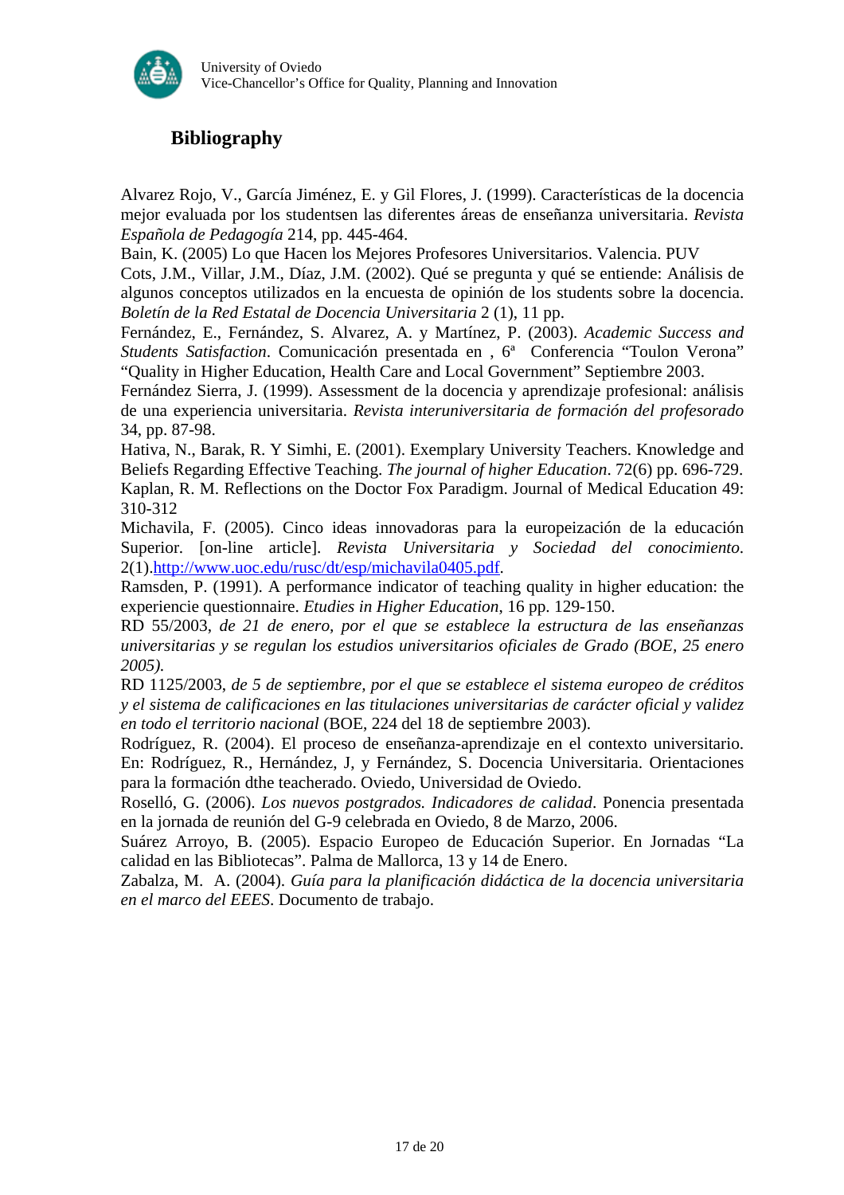## Bibliography

Alvarez Rojo, V., García Jiménez, E. y Gil Flores, J. (1999). Características de la docencia mejor evaluada por los studentsen las diferentes áreas de enseñanza universitaria. *Revista Española de Pedagogía* 214, pp. 445-464.

Bain, K. (2005) Lo que Hacen los Mejores Profesores Universitarios. Valencia. PUV

Cots, J.M., Villar, J.M., Díaz, J.M. (2002). Qué se pregunta y qué se entiende: Análisis de algunos conceptos utilizados en la encuesta de opinión de los students sobre la docencia. *Boletín de la Red Estatal de Docencia Universitaria* 2 (1), 11 pp.

Fernández, E., Fernández, S. Alvarez, A. y Martínez, P. (2003). *Academic Success and Students Satisfaction*. Comunicación presentada en , 6ª Conferencia "Toulon Verona" "Quality in Higher Education, Health Care and Local Government" Septiembre 2003.

Fernández Sierra, J. (1999). Assessment de la docencia y aprendizaje profesional: análisis de una experiencia universitaria. *Revista interuniversitaria de formación del profesorado* 34, pp. 87-98.

Hativa, N., Barak, R. Y Simhi, E. (2001). Exemplary University Teachers. Knowledge and Beliefs Regarding Effective Teaching. *The journal of higher Education*. 72(6) pp. 696-729.

Kaplan, R. M. Reflections on the Doctor Fox Paradigm. Journal of Medical Education 49: 310-312

Michavila, F. (2005). Cinco ideas innovadoras para la europeización de la educación Superior. [on-line article]. *Revista Universitaria y Sociedad del conocimiento*. 2(1).http://www.uoc.edu/rusc/dt/esp/michavila0405.pdf.

Ramsden, P. (1991). A performance indicator of teaching quality in higher education: the experiencie questionnaire. *Etudies in Higher Education*, 16 pp. 129-150.

RD 55/2003, *de 21 de enero, por el que se establece la estructura de las enseñanzas universitarias y se regulan los estudios universitarios oficiales de Grado (BOE, 25 enero 2005).*

RD 1125/2003, *de 5 de septiembre, por el que se establece el sistema europeo de créditos y el sistema de calificaciones en las titulaciones universitarias de carácter oficial y validez en todo el territorio nacional* (BOE, 224 del 18 de septiembre 2003).

Rodríguez, R. (2004). El proceso de enseñanza-aprendizaje en el contexto universitario. En: Rodríguez, R., Hernández, J, y Fernández, S. Docencia Universitaria. Orientaciones para la formación dthe teacherado. Oviedo, Universidad de Oviedo.

Roselló, G. (2006). *Los nuevos postgrados. Indicadores de calidad*. Ponencia presentada en la jornada de reunión del G-9 celebrada en Oviedo, 8 de Marzo, 2006.

Suárez Arroyo, B. (2005). Espacio Europeo de Educación Superior. En Jornadas "La calidad en las Bibliotecas". Palma de Mallorca, 13 y 14 de Enero.

Zabalza, M. A. (2004). *Guía para la planificación didáctica de la docencia universitaria en el marco del EEES*. Documento de trabajo.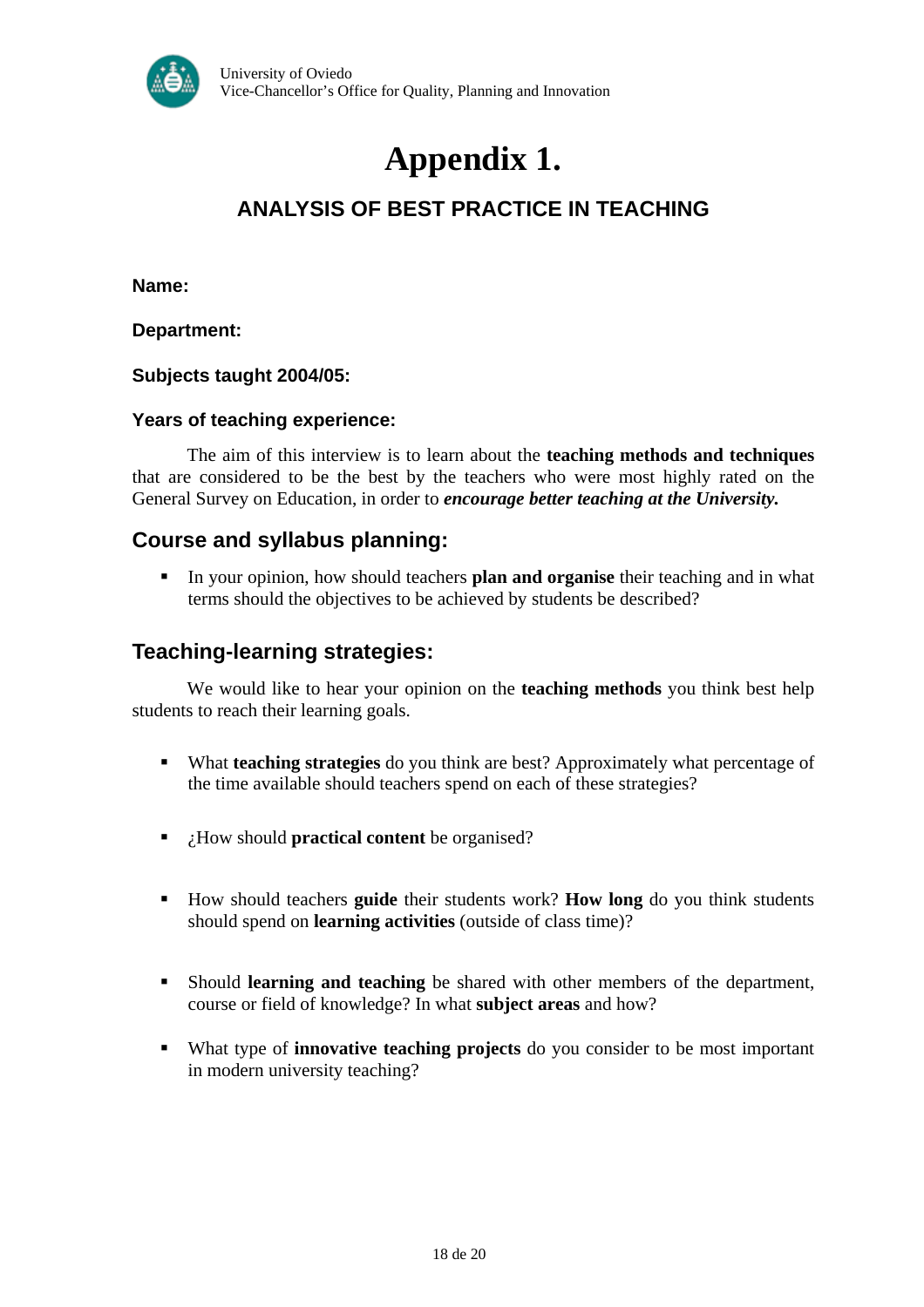# Appendix 1.

## ANALYSIS OF BEST PRACTICE IN TEACHING

**Name:**

**Department:**

**Subjects taught 2004/05:**

**Years of teaching experience:**

The aim of this interview is to learn about the **teaching methods and techniques** that are considered to be the best by the teachers who were most highly rated on the General Survey on Education, in order to ***encourage better teaching at the University.***

## Course and syllabus planning:

- In your opinion, how should teachers **plan and organise** their teaching and in what terms should the objectives to be achieved by students be described?

## Teaching-learning strategies:

We would like to hear your opinion on the **teaching methods** you think best help students to reach their learning goals.

- What **teaching strategies** do you think are best? Approximately what percentage of the time available should teachers spend on each of these strategies?
- ¿How should **practical content** be organised?
- How should teachers **guide** their students work? **How long** do you think students should spend on **learning activities** (outside of class time)?
- Should **learning and teaching** be shared with other members of the department, course or field of knowledge? In what **subject areas** and how?
- What type of **innovative teaching projects** do you consider to be most important in modern university teaching?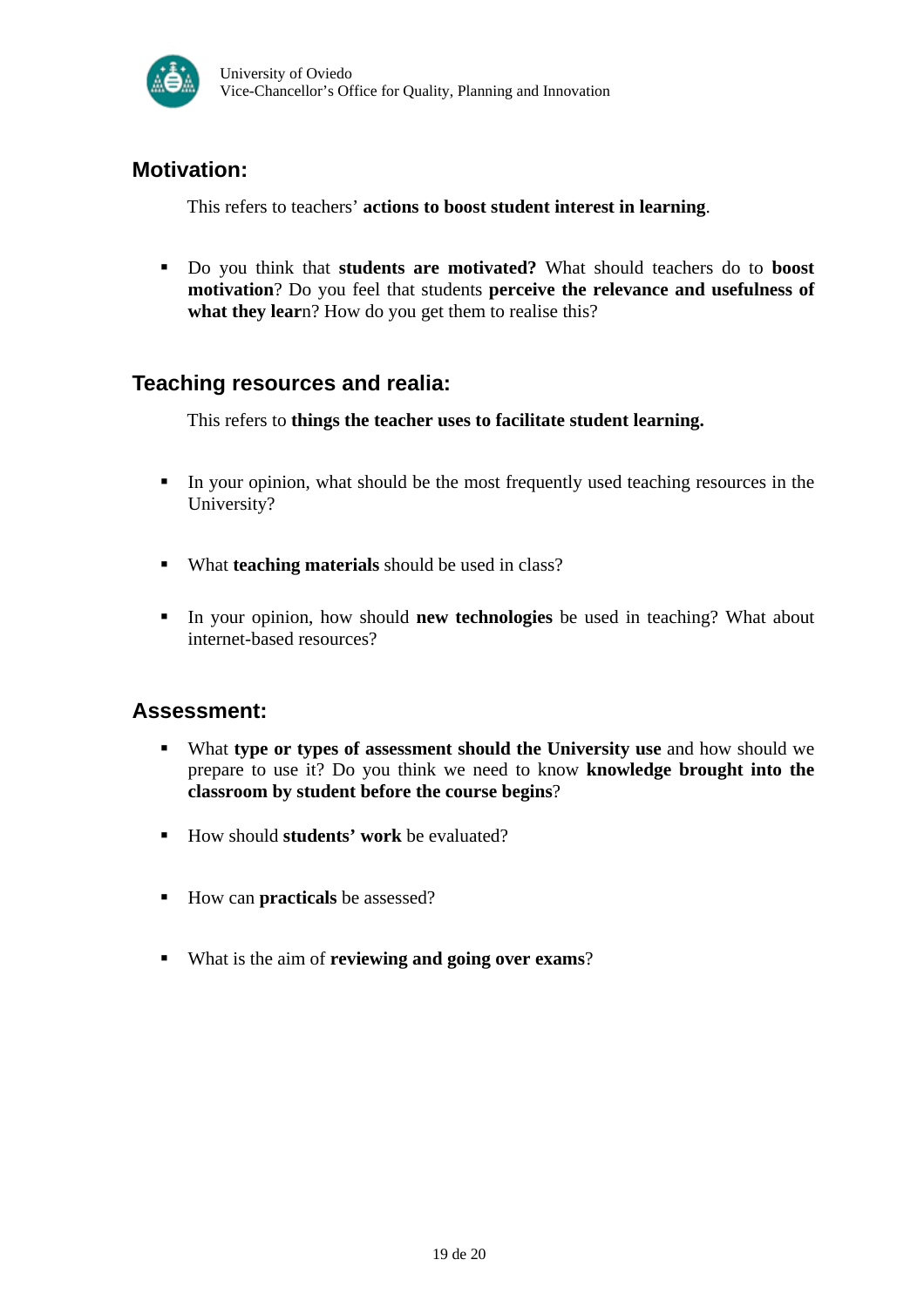## Motivation:

This refers to teachers' **actions to boost student interest in learning**.

- Do you think that **students are motivated?** What should teachers do to **boost motivation**? Do you feel that students **perceive the relevance and usefulness of what they lear**n? How do you get them to realise this?

## Teaching resources and realia:

This refers to **things the teacher uses to facilitate student learning.**

- In your opinion, what should be the most frequently used teaching resources in the University?
- What **teaching materials** should be used in class?
- In your opinion, how should **new technologies** be used in teaching? What about internet-based resources?

## Assessment:

- What **type or types of assessment should the University use** and how should we prepare to use it? Do you think we need to know **knowledge brought into the classroom by student before the course begins**?
- How should **students' work** be evaluated?
- How can **practicals** be assessed?
- What is the aim of **reviewing and going over exams**?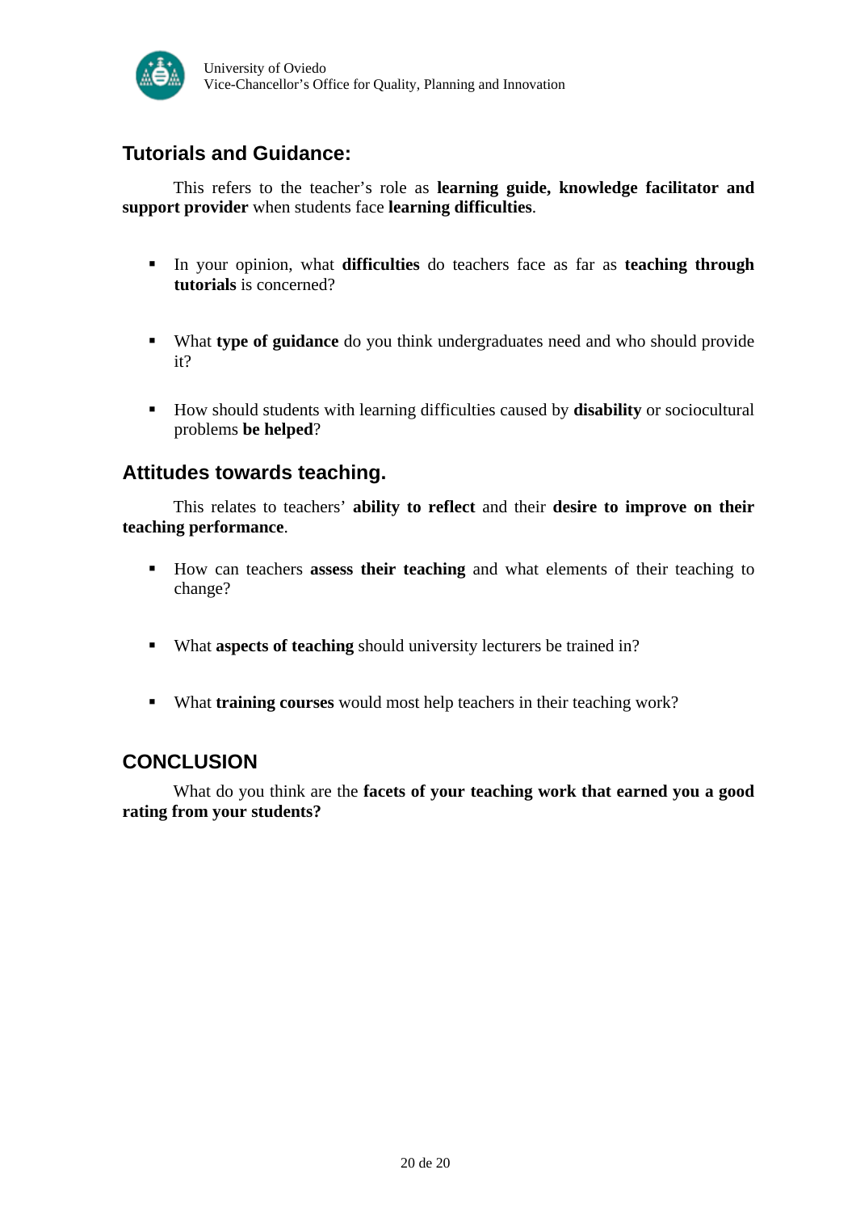## Tutorials and Guidance:

This refers to the teacher's role as **learning guide, knowledge facilitator and support provider** when students face **learning difficulties**.

- In your opinion, what **difficulties** do teachers face as far as **teaching through tutorials** is concerned?

- What **type of guidance** do you think undergraduates need and who should provide it?

- How should students with learning difficulties caused by **disability** or sociocultural problems **be helped**?

## Attitudes towards teaching.

This relates to teachers' **ability to reflect** and their **desire to improve on their teaching performance**.

- How can teachers **assess their teaching** and what elements of their teaching to change?

- What **aspects of teaching** should university lecturers be trained in?

- What **training courses** would most help teachers in their teaching work?

## CONCLUSION

What do you think are the **facets of your teaching work that earned you a good rating from your students?**